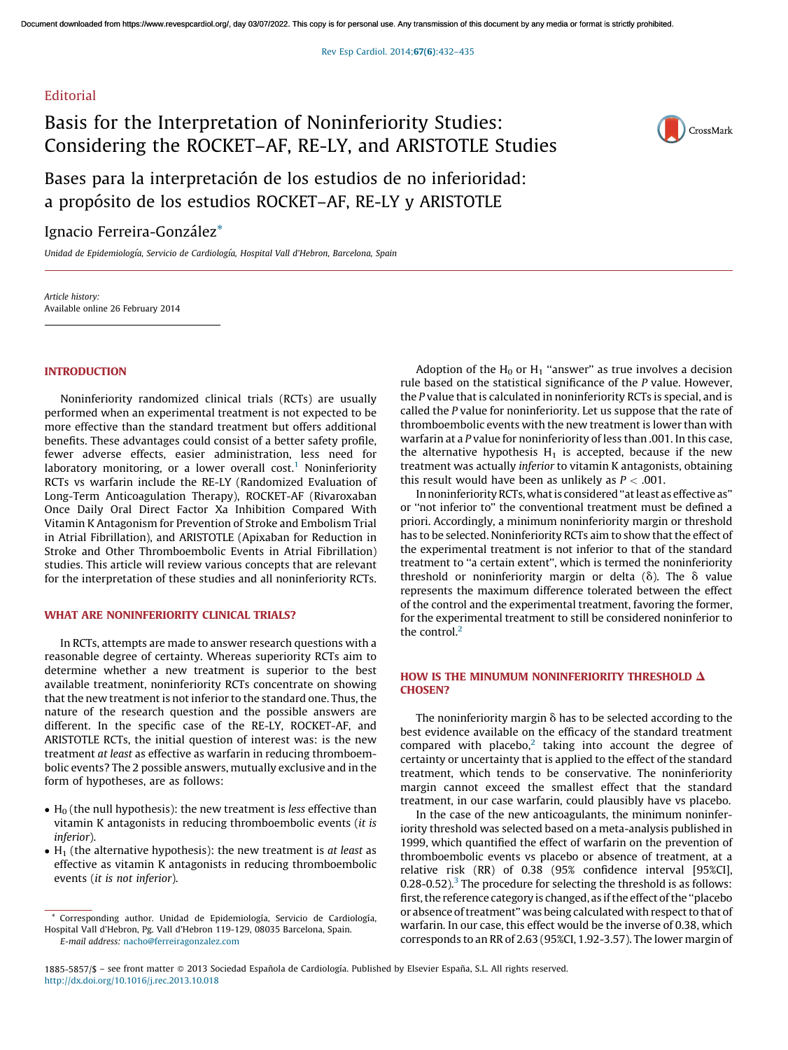## Editorial

# Basis for the Interpretation of Noninferiority Studies: Considering the ROCKET–AF, RE-LY, and ARISTOTLE Studies

# Bases para la interpretación de los estudios de no inferioridad: a propósito de los estudios ROCKET–AF, RE-LY y ARISTOTLE

Ignacio Ferreira-González*

*Unidad de Epidemiología, Servicio de Cardiología, Hospital Vall d'Hebron, Barcelona, Spain*

*Article history:*
Available online 26 February 2014

## INTRODUCTION

Noninferiority randomized clinical trials (RCTs) are usually performed when an experimental treatment is not expected to be more effective than the standard treatment but offers additional benefits. These advantages could consist of a better safety profile, fewer adverse effects, easier administration, less need for laboratory monitoring, or a lower overall cost.[1] Noninferiority RCTs vs warfarin include the RE-LY (Randomized Evaluation of Long-Term Anticoagulation Therapy), ROCKET-AF (Rivaroxaban Once Daily Oral Direct Factor Xa Inhibition Compared With Vitamin K Antagonism for Prevention of Stroke and Embolism Trial in Atrial Fibrillation), and ARISTOTLE (Apixaban for Reduction in Stroke and Other Thromboembolic Events in Atrial Fibrillation) studies. This article will review various concepts that are relevant for the interpretation of these studies and all noninferiority RCTs.

## WHAT ARE NONINFERIORITY CLINICAL TRIALS?

In RCTs, attempts are made to answer research questions with a reasonable degree of certainty. Whereas superiority RCTs aim to determine whether a new treatment is superior to the best available treatment, noninferiority RCTs concentrate on showing that the new treatment is not inferior to the standard one. Thus, the nature of the research question and the possible answers are different. In the specific case of the RE-LY, ROCKET-AF, and ARISTOTLE RCTs, the initial question of interest was: is the new treatment *at least* as effective as warfarin in reducing thromboembolic events? The 2 possible answers, mutually exclusive and in the form of hypotheses, are as follows:

- $H_0$ (the null hypothesis): the new treatment is *less* effective than vitamin K antagonists in reducing thromboembolic events (*it is inferior*).
- $H_1$ (the alternative hypothesis): the new treatment is *at least* as effective as vitamin K antagonists in reducing thromboembolic events (*it is not inferior*).

Adoption of the $H_0$ or $H_1$ "answer" as true involves a decision rule based on the statistical significance of the *P* value. However, the *P* value that is calculated in noninferiority RCTs is special, and is called the *P* value for noninferiority. Let us suppose that the rate of thromboembolic events with the new treatment is lower than with warfarin at a *P* value for noninferiority of less than .001. In this case, the alternative hypothesis $H_1$ is accepted, because if the new treatment was actually *inferior* to vitamin K antagonists, obtaining this result would have been as unlikely as $P < .001$.

In noninferiority RCTs, what is considered "at least as effective as" or "not inferior to" the conventional treatment must be defined a priori. Accordingly, a minimum noninferiority margin or threshold has to be selected. Noninferiority RCTs aim to show that the effect of the experimental treatment is not inferior to that of the standard treatment to "a certain extent", which is termed the noninferiority threshold or noninferiority margin or delta ($\delta$). The $\delta$ value represents the maximum difference tolerated between the effect of the control and the experimental treatment, favoring the former, for the experimental treatment to still be considered noninferior to the control.[2]

## HOW IS THE MINUMUM NONINFERIORITY THRESHOLD $\Delta$ CHOSEN?

The noninferiority margin $\delta$ has to be selected according to the best evidence available on the efficacy of the standard treatment compared with placebo,[2] taking into account the degree of certainty or uncertainty that is applied to the effect of the standard treatment, which tends to be conservative. The noninferiority margin cannot exceed the smallest effect that the standard treatment, in our case warfarin, could plausibly have vs placebo.

In the case of the new anticoagulants, the minimum noninferiority threshold was selected based on a meta-analysis published in 1999, which quantified the effect of warfarin on the prevention of thromboembolic events vs placebo or absence of treatment, at a relative risk (RR) of 0.38 (95% confidence interval [95%CI], 0.28-0.52).[3] The procedure for selecting the threshold is as follows: first, the reference category is changed, as if the effect of the "placebo or absence of treatment" was being calculated with respect to that of warfarin. In our case, this effect would be the inverse of 0.38, which corresponds to an RR of 2.63 (95%CI, 1.92-3.57). The lower margin of

* Corresponding author. Unidad de Epidemiología, Servicio de Cardiología, Hospital Vall d'Hebron, Pg. Vall d'Hebron 119-129, 08035 Barcelona, Spain.
*E-mail address:* nacho@ferreiragonzalez.com

1885-5857/$ – see front matter © 2013 Sociedad Española de Cardiología. Published by Elsevier España, S.L. All rights reserved.
http://dx.doi.org/10.1016/j.rec.2013.10.018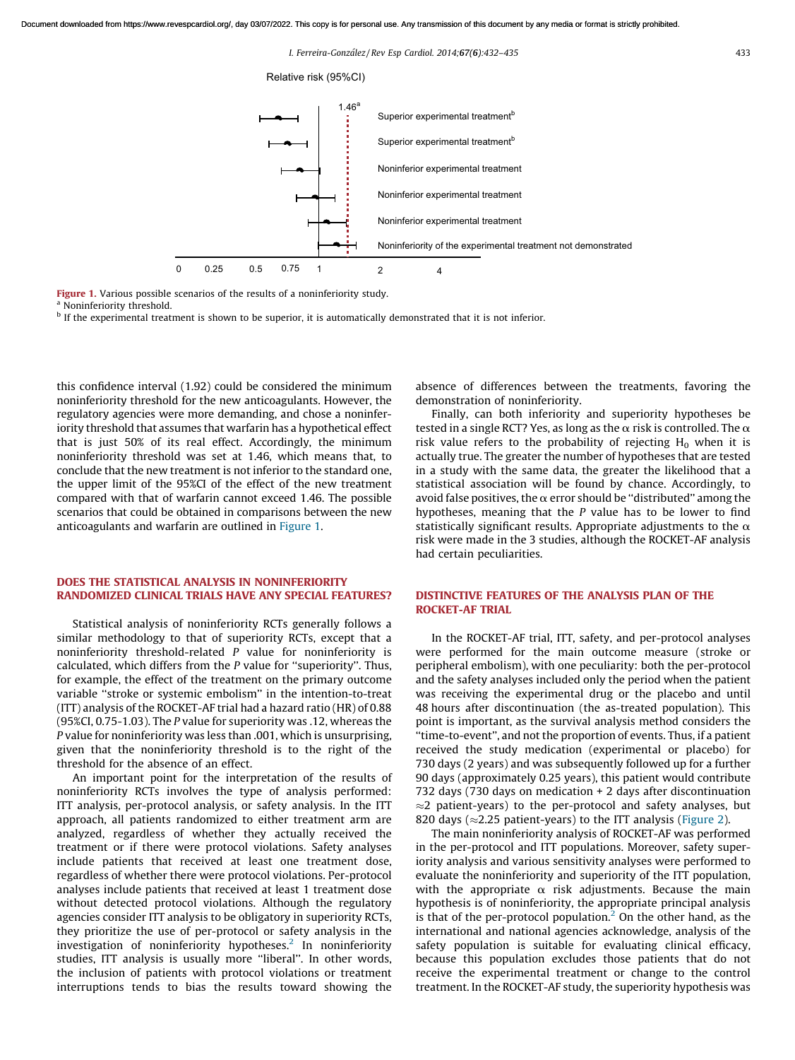Relative risk (95%CI)

Figure 1. Various possible scenarios of the results of a noninferiority study.
[a] Noninferiority threshold.
[b] If the experimental treatment is shown to be superior, it is automatically demonstrated that it is not inferior.

this confidence interval (1.92) could be considered the minimum noninferiority threshold for the new anticoagulants. However, the regulatory agencies were more demanding, and chose a noninferiority threshold that assumes that warfarin has a hypothetical effect that is just 50% of its real effect. Accordingly, the minimum noninferiority threshold was set at 1.46, which means that, to conclude that the new treatment is not inferior to the standard one, the upper limit of the 95%CI of the effect of the new treatment compared with that of warfarin cannot exceed 1.46. The possible scenarios that could be obtained in comparisons between the new anticoagulants and warfarin are outlined in Figure 1.

## DOES THE STATISTICAL ANALYSIS IN NONINFERIORITY RANDOMIZED CLINICAL TRIALS HAVE ANY SPECIAL FEATURES?

Statistical analysis of noninferiority RCTs generally follows a similar methodology to that of superiority RCTs, except that a noninferiority threshold-related *P* value for noninferiority is calculated, which differs from the *P* value for "superiority". Thus, for example, the effect of the treatment on the primary outcome variable "stroke or systemic embolism" in the intention-to-treat (ITT) analysis of the ROCKET-AF trial had a hazard ratio (HR) of 0.88 (95%CI, 0.75-1.03). The *P* value for superiority was .12, whereas the *P* value for noninferiority was less than .001, which is unsurprising, given that the noninferiority threshold is to the right of the threshold for the absence of an effect.

An important point for the interpretation of the results of noninferiority RCTs involves the type of analysis performed: ITT analysis, per-protocol analysis, or safety analysis. In the ITT approach, all patients randomized to either treatment arm are analyzed, regardless of whether they actually received the treatment or if there were protocol violations. Safety analyses include patients that received at least one treatment dose, regardless of whether there were protocol violations. Per-protocol analyses include patients that received at least 1 treatment dose without detected protocol violations. Although the regulatory agencies consider ITT analysis to be obligatory in superiority RCTs, they prioritize the use of per-protocol or safety analysis in the investigation of noninferiority hypotheses.[2] In noninferiority studies, ITT analysis is usually more "liberal". In other words, the inclusion of patients with protocol violations or treatment interruptions tends to bias the results toward showing the absence of differences between the treatments, favoring the demonstration of noninferiority.

Finally, can both inferiority and superiority hypotheses be tested in a single RCT? Yes, as long as the α risk is controlled. The α risk value refers to the probability of rejecting $H_0$ when it is actually true. The greater the number of hypotheses that are tested in a study with the same data, the greater the likelihood that a statistical association will be found by chance. Accordingly, to avoid false positives, the α error should be "distributed" among the hypotheses, meaning that the *P* value has to be lower to find statistically significant results. Appropriate adjustments to the α risk were made in the 3 studies, although the ROCKET-AF analysis had certain peculiarities.

## DISTINCTIVE FEATURES OF THE ANALYSIS PLAN OF THE ROCKET-AF TRIAL

In the ROCKET-AF trial, ITT, safety, and per-protocol analyses were performed for the main outcome measure (stroke or peripheral embolism), with one peculiarity: both the per-protocol and the safety analyses included only the period when the patient was receiving the experimental drug or the placebo and until 48 hours after discontinuation (the as-treated population). This point is important, as the survival analysis method considers the "time-to-event", and not the proportion of events. Thus, if a patient received the study medication (experimental or placebo) for 730 days (2 years) and was subsequently followed up for a further 90 days (approximately 0.25 years), this patient would contribute 732 days (730 days on medication + 2 days after discontinuation ≈2 patient-years) to the per-protocol and safety analyses, but 820 days (≈2.25 patient-years) to the ITT analysis (Figure 2).

The main noninferiority analysis of ROCKET-AF was performed in the per-protocol and ITT populations. Moreover, safety superiority analysis and various sensitivity analyses were performed to evaluate the noninferiority and superiority of the ITT population, with the appropriate α risk adjustments. Because the main hypothesis is of noninferiority, the appropriate principal analysis is that of the per-protocol population.[2] On the other hand, as the international and national agencies acknowledge, analysis of the safety population is suitable for evaluating clinical efficacy, because this population excludes those patients that do not receive the experimental treatment or change to the control treatment. In the ROCKET-AF study, the superiority hypothesis was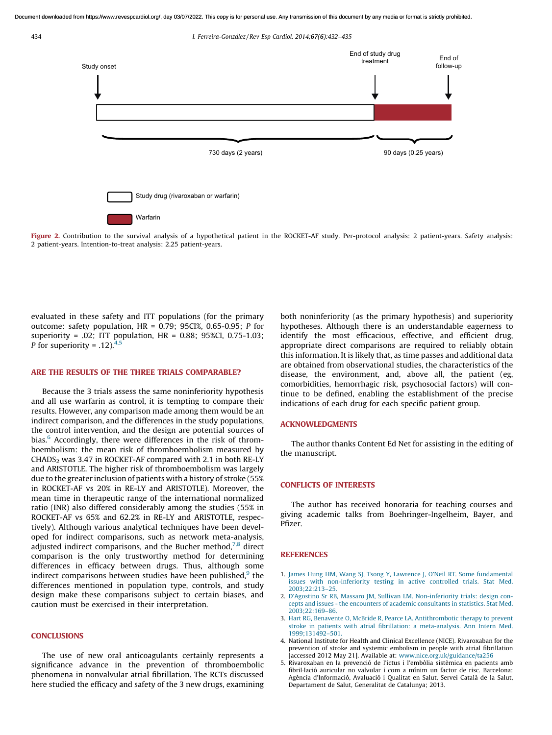Study onset

End of study drug treatment

End of follow-up

730 days (2 years)

90 days (0.25 years)

Study drug (rivaroxaban or warfarin)

Warfarin

**Figure 2.** Contribution to the survival analysis of a hypothetical patient in the ROCKET-AF study. Per-protocol analysis: 2 patient-years. Safety analysis: 2 patient-years. Intention-to-treat analysis: 2.25 patient-years.

evaluated in these safety and ITT populations (for the primary outcome: safety population, HR = 0.79; 95CI%, 0.65-0.95; *P* for superiority = .02; ITT population, HR = 0.88; 95%CI, 0.75-1.03; *P* for superiority = .12).[4,5]

## ARE THE RESULTS OF THE THREE TRIALS COMPARABLE?

Because the 3 trials assess the same noninferiority hypothesis and all use warfarin as control, it is tempting to compare their results. However, any comparison made among them would be an indirect comparison, and the differences in the study populations, the control intervention, and the design are potential sources of bias.[6] Accordingly, there were differences in the risk of thromboembolism: the mean risk of thromboembolism measured by $CHADS_2$ was 3.47 in ROCKET-AF compared with 2.1 in both RE-LY and ARISTOTLE. The higher risk of thromboembolism was largely due to the greater inclusion of patients with a history of stroke (55% in ROCKET-AF vs 20% in RE-LY and ARISTOTLE). Moreover, the mean time in therapeutic range of the international normalized ratio (INR) also differed considerably among the studies (55% in ROCKET-AF vs 65% and 62.2% in RE-LY and ARISTOTLE, respectively). Although various analytical techniques have been developed for indirect comparisons, such as network meta-analysis, adjusted indirect comparisons, and the Bucher method,[7,8] direct comparison is the only trustworthy method for determining differences in efficacy between drugs. Thus, although some indirect comparisons between studies have been published,[9] the differences mentioned in population type, controls, and study design make these comparisons subject to certain biases, and caution must be exercised in their interpretation.

## CONCLUSIONS

The use of new oral anticoagulants certainly represents a significance advance in the prevention of thromboembolic phenomena in nonvalvular atrial fibrillation. The RCTs discussed here studied the efficacy and safety of the 3 new drugs, examining both noninferiority (as the primary hypothesis) and superiority hypotheses. Although there is an understandable eagerness to identify the most efficacious, effective, and efficient drug, appropriate direct comparisons are required to reliably obtain this information. It is likely that, as time passes and additional data are obtained from observational studies, the characteristics of the disease, the environment, and, above all, the patient (eg, comorbidities, hemorrhagic risk, psychosocial factors) will continue to be defined, enabling the establishment of the precise indications of each drug for each specific patient group.

## ACKNOWLEDGMENTS

The author thanks Content Ed Net for assisting in the editing of the manuscript.

## CONFLICTS OF INTERESTS

The author has received honoraria for teaching courses and giving academic talks from Boehringer-Ingelheim, Bayer, and Pfizer.

## REFERENCES

1. James Hung HM, Wang SJ, Tsong Y, Lawrence J, O'Neil RT. Some fundamental issues with non-inferiority testing in active controlled trials. Stat Med. 2003;22:213–25.
2. D'Agostino Sr RB, Massaro JM, Sullivan LM. Non-inferiority trials: design concepts and issues - the encounters of academic consultants in statistics. Stat Med. 2003;22:169–86.
3. Hart RG, Benavente O, McBride R, Pearce LA. Antithrombotic therapy to prevent stroke in patients with atrial fibrillation: a meta-analysis. Ann Intern Med. 1999;131492–501.
4. National Institute for Health and Clinical Excellence (NICE). Rivaroxaban for the prevention of stroke and systemic embolism in people with atrial fibrillation [accessed 2012 May 21]. Available at: www.nice.org.uk/guidance/ta256
5. Rivaroxaban en la prevenció de l'ictus i l'embòlia sistèmica en pacients amb fibril·lació auricular no valvular i com a mínim un factor de risc. Barcelona: Agència d'Informació, Avaluació i Qualitat en Salut, Servei Català de la Salut, Departament de Salut, Generalitat de Catalunya; 2013.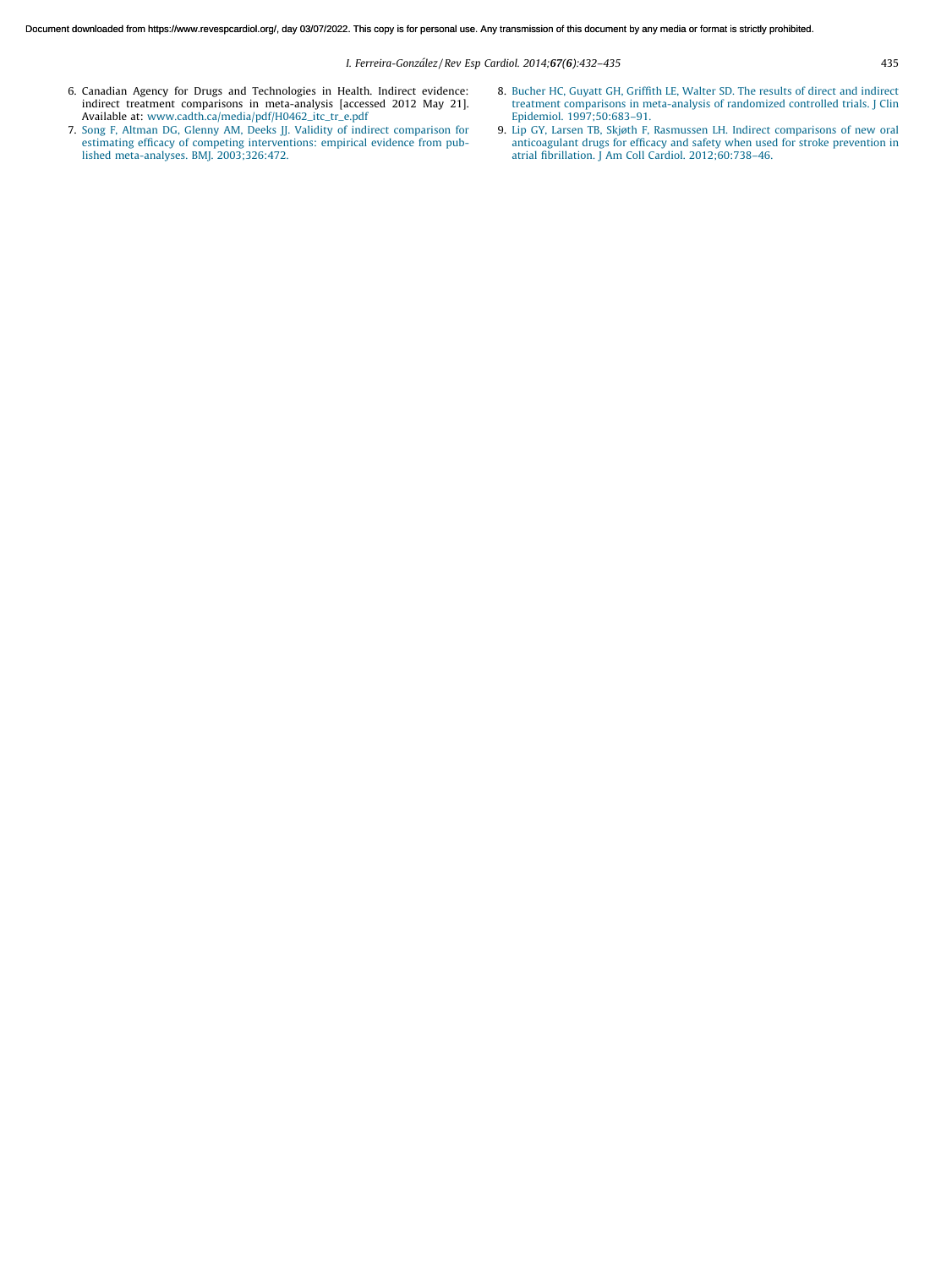6. Canadian Agency for Drugs and Technologies in Health. Indirect evidence: indirect treatment comparisons in meta-analysis [accessed 2012 May 21]. Available at: www.cadth.ca/media/pdf/H0462_itc_tr_e.pdf
7. Song F, Altman DG, Glenny AM, Deeks JJ. Validity of indirect comparison for estimating efficacy of competing interventions: empirical evidence from published meta-analyses. BMJ. 2003;326:472.
8. Bucher HC, Guyatt GH, Griffith LE, Walter SD. The results of direct and indirect treatment comparisons in meta-analysis of randomized controlled trials. J Clin Epidemiol. 1997;50:683–91.
9. Lip GY, Larsen TB, Skjøth F, Rasmussen LH. Indirect comparisons of new oral anticoagulant drugs for efficacy and safety when used for stroke prevention in atrial fibrillation. J Am Coll Cardiol. 2012;60:738–46.